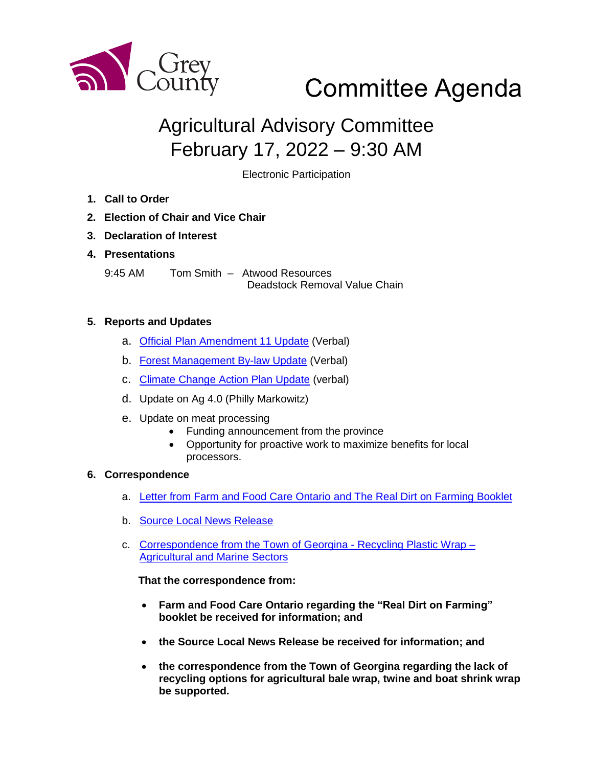Grey County

# Committee Agenda

## Agricultural Advisory Committee
## February 17, 2022 – 9:30 AM

Electronic Participation

1. **Call to Order**
2. **Election of Chair and Vice Chair**
3. **Declaration of Interest**
4. **Presentations**

   9:45 AM Tom Smith – Atwood Resources
   Deadstock Removal Value Chain

5. **Reports and Updates**

   a. Official Plan Amendment 11 Update (Verbal)

   b. Forest Management By-law Update (Verbal)

   c. Climate Change Action Plan Update (verbal)

   d. Update on Ag 4.0 (Philly Markowitz)

   e. Update on meat processing
      - Funding announcement from the province
      - Opportunity for proactive work to maximize benefits for local processors.

6. **Correspondence**

   a. Letter from Farm and Food Care Ontario and The Real Dirt on Farming Booklet

   b. Source Local News Release

   c. Correspondence from the Town of Georgina - Recycling Plastic Wrap – Agricultural and Marine Sectors

   **That the correspondence from:**

   - **Farm and Food Care Ontario regarding the "Real Dirt on Farming" booklet be received for information; and**
   - **the Source Local News Release be received for information; and**
   - **the correspondence from the Town of Georgina regarding the lack of recycling options for agricultural bale wrap, twine and boat shrink wrap be supported.**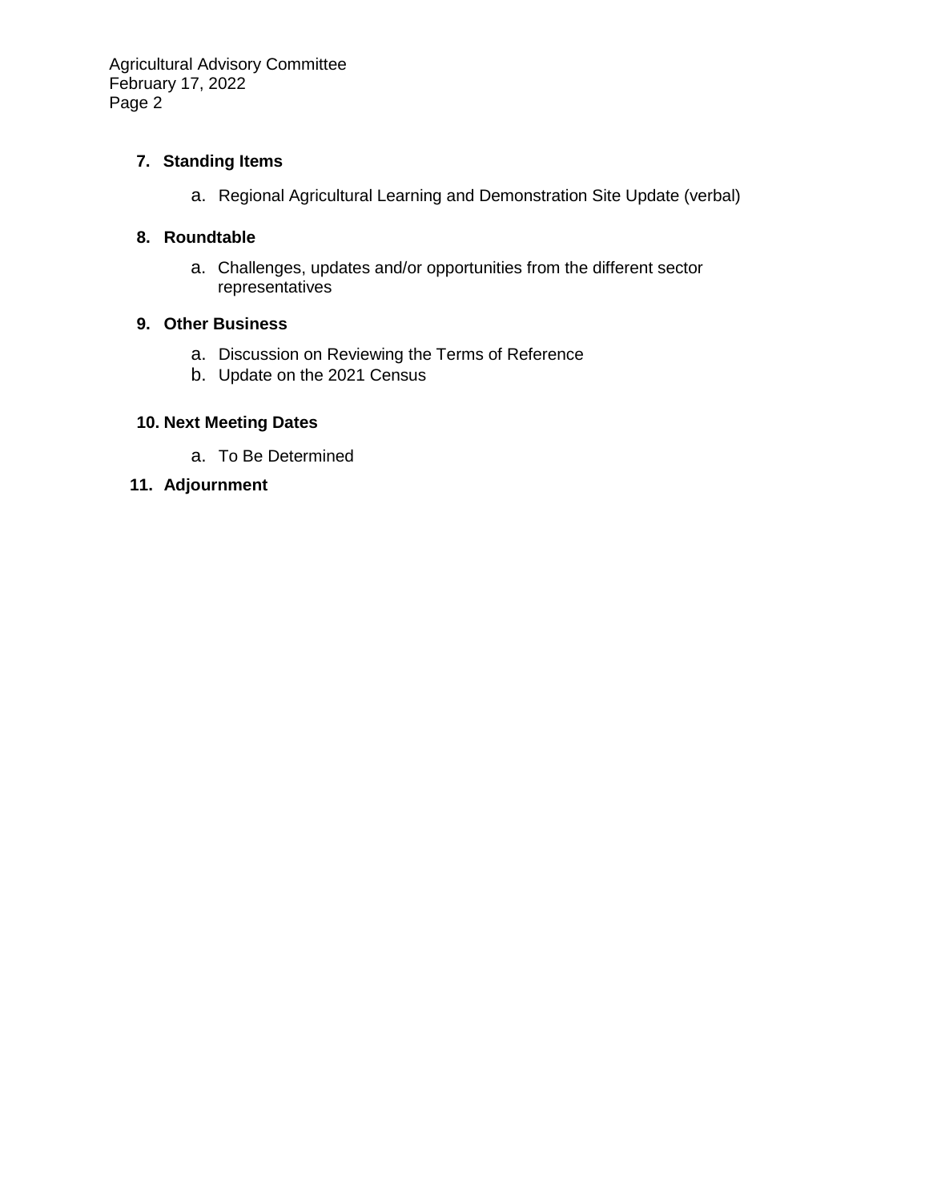**7. Standing Items**

a. Regional Agricultural Learning and Demonstration Site Update (verbal)

**8. Roundtable**

a. Challenges, updates and/or opportunities from the different sector representatives

**9. Other Business**

a. Discussion on Reviewing the Terms of Reference
b. Update on the 2021 Census

**10. Next Meeting Dates**

a. To Be Determined

**11. Adjournment**